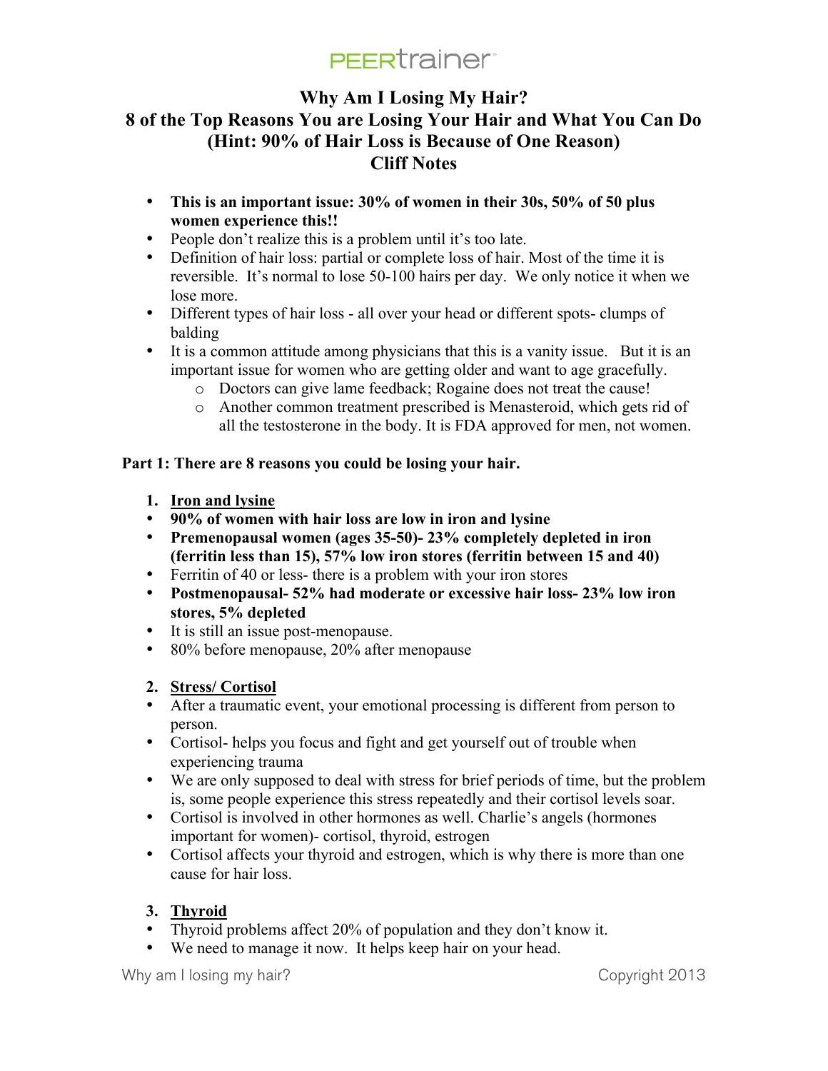PEERtrainer

# Why Am I Losing My Hair?
# 8 of the Top Reasons You are Losing Your Hair and What You Can Do
# (Hint: 90% of Hair Loss is Because of One Reason)
# Cliff Notes

- **This is an important issue: 30% of women in their 30s, 50% of 50 plus women experience this!!**
- People don't realize this is a problem until it's too late.
- Definition of hair loss: partial or complete loss of hair. Most of the time it is reversible. It's normal to lose 50-100 hairs per day. We only notice it when we lose more.
- Different types of hair loss - all over your head or different spots- clumps of balding
- It is a common attitude among physicians that this is a vanity issue. But it is an important issue for women who are getting older and want to age gracefully.
    - Doctors can give lame feedback; Rogaine does not treat the cause!
    - Another common treatment prescribed is Menasteroid, which gets rid of all the testosterone in the body. It is FDA approved for men, not women.

**Part 1: There are 8 reasons you could be losing your hair.**

1. <u>**Iron and lysine**</u>

- **90% of women with hair loss are low in iron and lysine**
- **Premenopausal women (ages 35-50)- 23% completely depleted in iron (ferritin less than 15), 57% low iron stores (ferritin between 15 and 40)**
- Ferritin of 40 or less- there is a problem with your iron stores
- **Postmenopausal- 52% had moderate or excessive hair loss- 23% low iron stores, 5% depleted**
- It is still an issue post-menopause.
- 80% before menopause, 20% after menopause

2. <u>**Stress/ Cortisol**</u>

- After a traumatic event, your emotional processing is different from person to person.
- Cortisol- helps you focus and fight and get yourself out of trouble when experiencing trauma
- We are only supposed to deal with stress for brief periods of time, but the problem is, some people experience this stress repeatedly and their cortisol levels soar.
- Cortisol is involved in other hormones as well. Charlie's angels (hormones important for women)- cortisol, thyroid, estrogen
- Cortisol affects your thyroid and estrogen, which is why there is more than one cause for hair loss.

3. <u>**Thyroid**</u>

- Thyroid problems affect 20% of population and they don't know it.
- We need to manage it now. It helps keep hair on your head.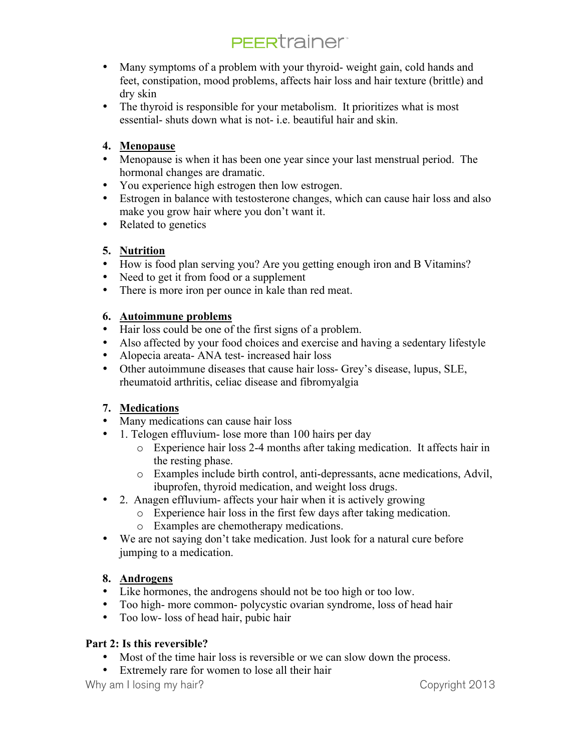- Many symptoms of a problem with your thyroid- weight gain, cold hands and feet, constipation, mood problems, affects hair loss and hair texture (brittle) and dry skin
- The thyroid is responsible for your metabolism. It prioritizes what is most essential- shuts down what is not- i.e. beautiful hair and skin.

4. **Menopause**

- Menopause is when it has been one year since your last menstrual period. The hormonal changes are dramatic.
- You experience high estrogen then low estrogen.
- Estrogen in balance with testosterone changes, which can cause hair loss and also make you grow hair where you don't want it.
- Related to genetics

5. **Nutrition**

- How is food plan serving you? Are you getting enough iron and B Vitamins?
- Need to get it from food or a supplement
- There is more iron per ounce in kale than red meat.

6. **Autoimmune problems**

- Hair loss could be one of the first signs of a problem.
- Also affected by your food choices and exercise and having a sedentary lifestyle
- Alopecia areata- ANA test- increased hair loss
- Other autoimmune diseases that cause hair loss- Grey's disease, lupus, SLE, rheumatoid arthritis, celiac disease and fibromyalgia

7. **Medications**

- Many medications can cause hair loss
- 1. Telogen effluvium- lose more than 100 hairs per day
    - Experience hair loss 2-4 months after taking medication. It affects hair in the resting phase.
    - Examples include birth control, anti-depressants, acne medications, Advil, ibuprofen, thyroid medication, and weight loss drugs.
- 2. Anagen effluvium- affects your hair when it is actively growing
    - Experience hair loss in the first few days after taking medication.
    - Examples are chemotherapy medications.
- We are not saying don't take medication. Just look for a natural cure before jumping to a medication.

8. **Androgens**

- Like hormones, the androgens should not be too high or too low.
- Too high- more common- polycystic ovarian syndrome, loss of head hair
- Too low- loss of head hair, pubic hair

**Part 2: Is this reversible?**

- Most of the time hair loss is reversible or we can slow down the process.
- Extremely rare for women to lose all their hair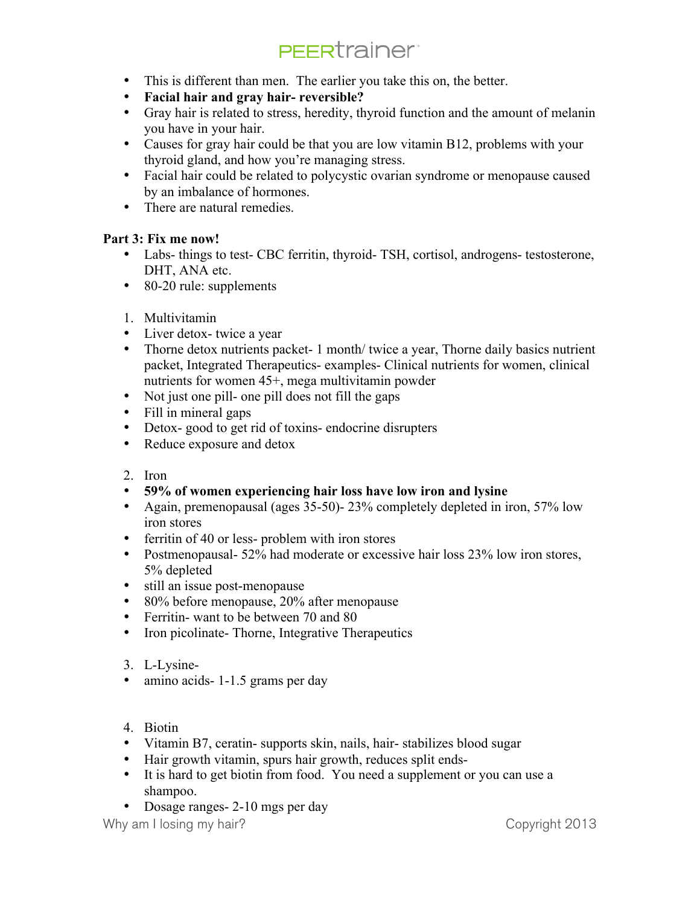- This is different than men. The earlier you take this on, the better.
- **Facial hair and gray hair- reversible?**
- Gray hair is related to stress, heredity, thyroid function and the amount of melanin you have in your hair.
- Causes for gray hair could be that you are low vitamin B12, problems with your thyroid gland, and how you're managing stress.
- Facial hair could be related to polycystic ovarian syndrome or menopause caused by an imbalance of hormones.
- There are natural remedies.

**Part 3: Fix me now!**

- Labs- things to test- CBC ferritin, thyroid- TSH, cortisol, androgens- testosterone, DHT, ANA etc.
- 80-20 rule: supplements

1. Multivitamin

- Liver detox- twice a year
- Thorne detox nutrients packet- 1 month/ twice a year, Thorne daily basics nutrient packet, Integrated Therapeutics- examples- Clinical nutrients for women, clinical nutrients for women 45+, mega multivitamin powder
- Not just one pill- one pill does not fill the gaps
- Fill in mineral gaps
- Detox- good to get rid of toxins- endocrine disrupters
- Reduce exposure and detox

2. Iron

- **59% of women experiencing hair loss have low iron and lysine**
- Again, premenopausal (ages 35-50)- 23% completely depleted in iron, 57% low iron stores
- ferritin of 40 or less- problem with iron stores
- Postmenopausal- 52% had moderate or excessive hair loss 23% low iron stores, 5% depleted
- still an issue post-menopause
- 80% before menopause, 20% after menopause
- Ferritin- want to be between 70 and 80
- Iron picolinate- Thorne, Integrative Therapeutics

3. L-Lysine-

- amino acids- 1-1.5 grams per day

4. Biotin

- Vitamin B7, ceratin- supports skin, nails, hair- stabilizes blood sugar
- Hair growth vitamin, spurs hair growth, reduces split ends-
- It is hard to get biotin from food. You need a supplement or you can use a shampoo.
- Dosage ranges- 2-10 mgs per day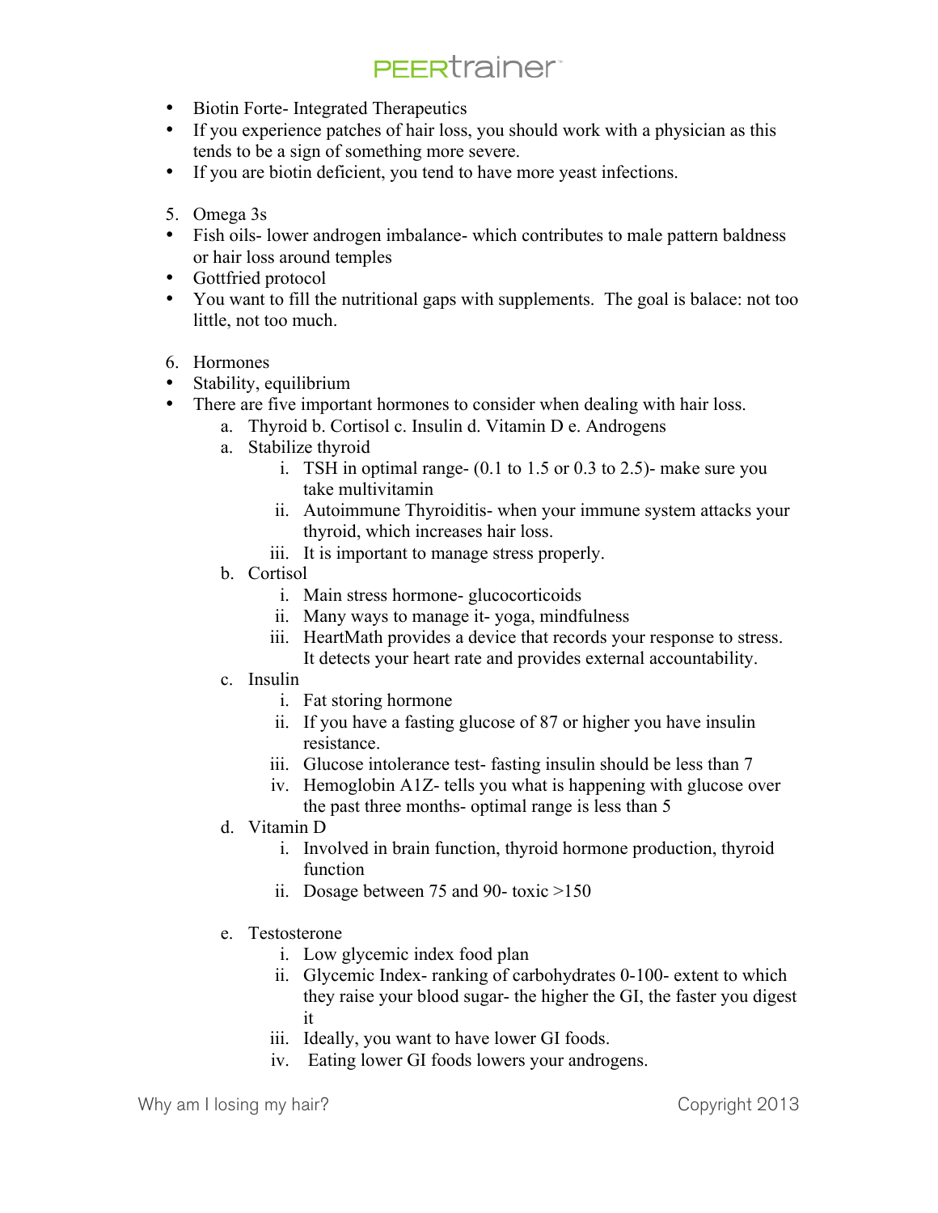- Biotin Forte- Integrated Therapeutics
- If you experience patches of hair loss, you should work with a physician as this tends to be a sign of something more severe.
- If you are biotin deficient, you tend to have more yeast infections.

5. Omega 3s

- Fish oils- lower androgen imbalance- which contributes to male pattern baldness or hair loss around temples
- Gottfried protocol
- You want to fill the nutritional gaps with supplements. The goal is balace: not too little, not too much.

6. Hormones

- Stability, equilibrium
- There are five important hormones to consider when dealing with hair loss.
    a. Thyroid b. Cortisol c. Insulin d. Vitamin D e. Androgens
    a. Stabilize thyroid
        i. TSH in optimal range- (0.1 to 1.5 or 0.3 to 2.5)- make sure you take multivitamin
        ii. Autoimmune Thyroiditis- when your immune system attacks your thyroid, which increases hair loss.
        iii. It is important to manage stress properly.
    b. Cortisol
        i. Main stress hormone- glucocorticoids
        ii. Many ways to manage it- yoga, mindfulness
        iii. HeartMath provides a device that records your response to stress. It detects your heart rate and provides external accountability.
    c. Insulin
        i. Fat storing hormone
        ii. If you have a fasting glucose of 87 or higher you have insulin resistance.
        iii. Glucose intolerance test- fasting insulin should be less than 7
        iv. Hemoglobin A1Z- tells you what is happening with glucose over the past three months- optimal range is less than 5
    d. Vitamin D
        i. Involved in brain function, thyroid hormone production, thyroid function
        ii. Dosage between 75 and 90- toxic >150
    e. Testosterone
        i. Low glycemic index food plan
        ii. Glycemic Index- ranking of carbohydrates 0-100- extent to which they raise your blood sugar- the higher the GI, the faster you digest it
        iii. Ideally, you want to have lower GI foods.
        iv. Eating lower GI foods lowers your androgens.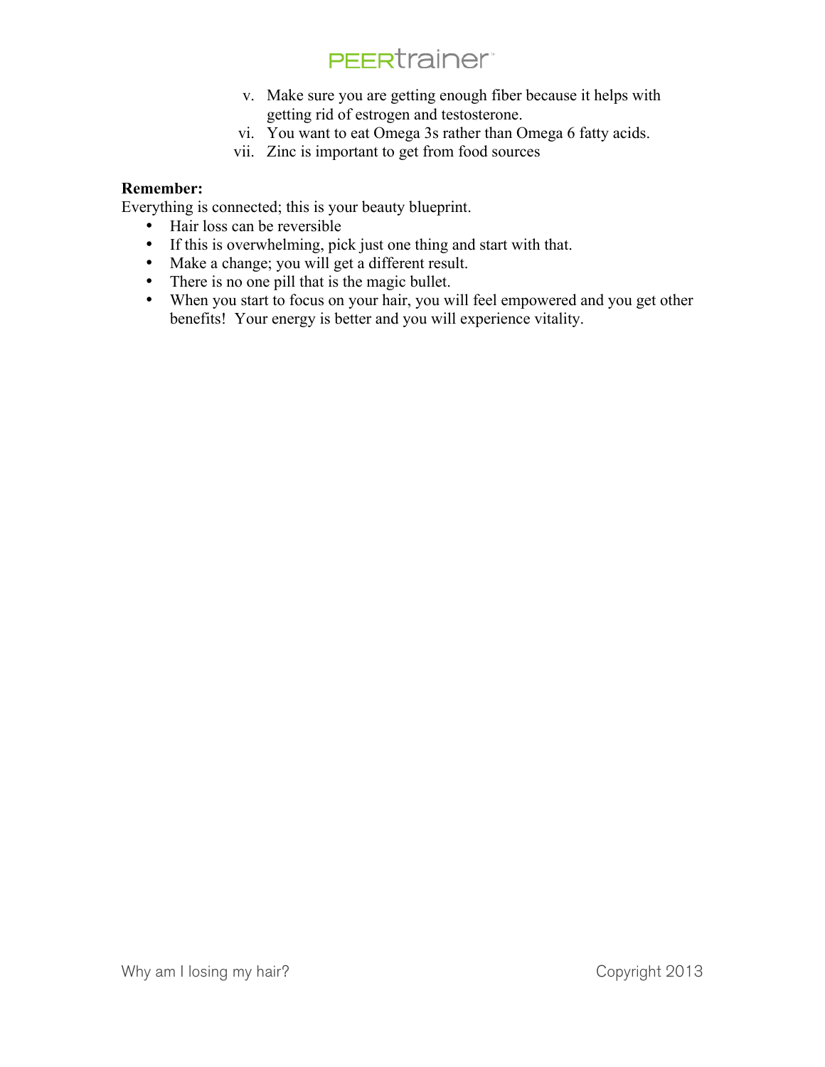v. Make sure you are getting enough fiber because it helps with getting rid of estrogen and testosterone.
vi. You want to eat Omega 3s rather than Omega 6 fatty acids.
vii. Zinc is important to get from food sources

**Remember:**

Everything is connected; this is your beauty blueprint.

- Hair loss can be reversible
- If this is overwhelming, pick just one thing and start with that.
- Make a change; you will get a different result.
- There is no one pill that is the magic bullet.
- When you start to focus on your hair, you will feel empowered and you get other benefits! Your energy is better and you will experience vitality.